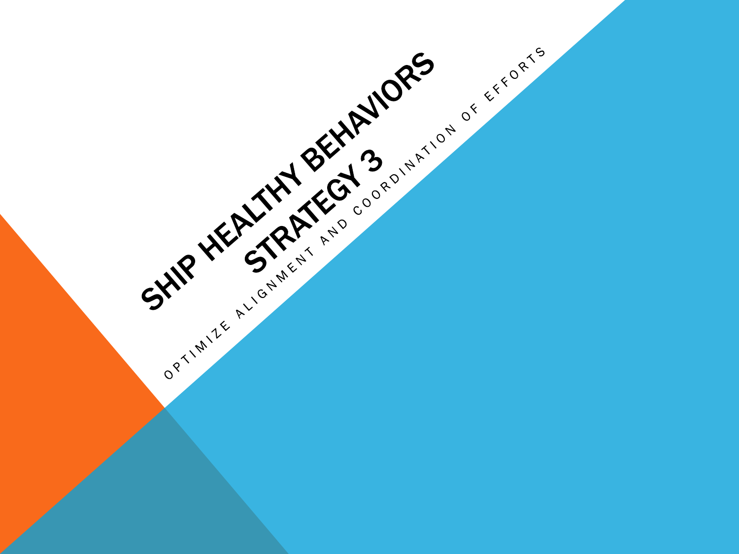# SHIP HEALTHY BEHAVIORS STRATEGY 3

OPTIMIZE ALIGNMENT AND COORDINATION OF EFFORTS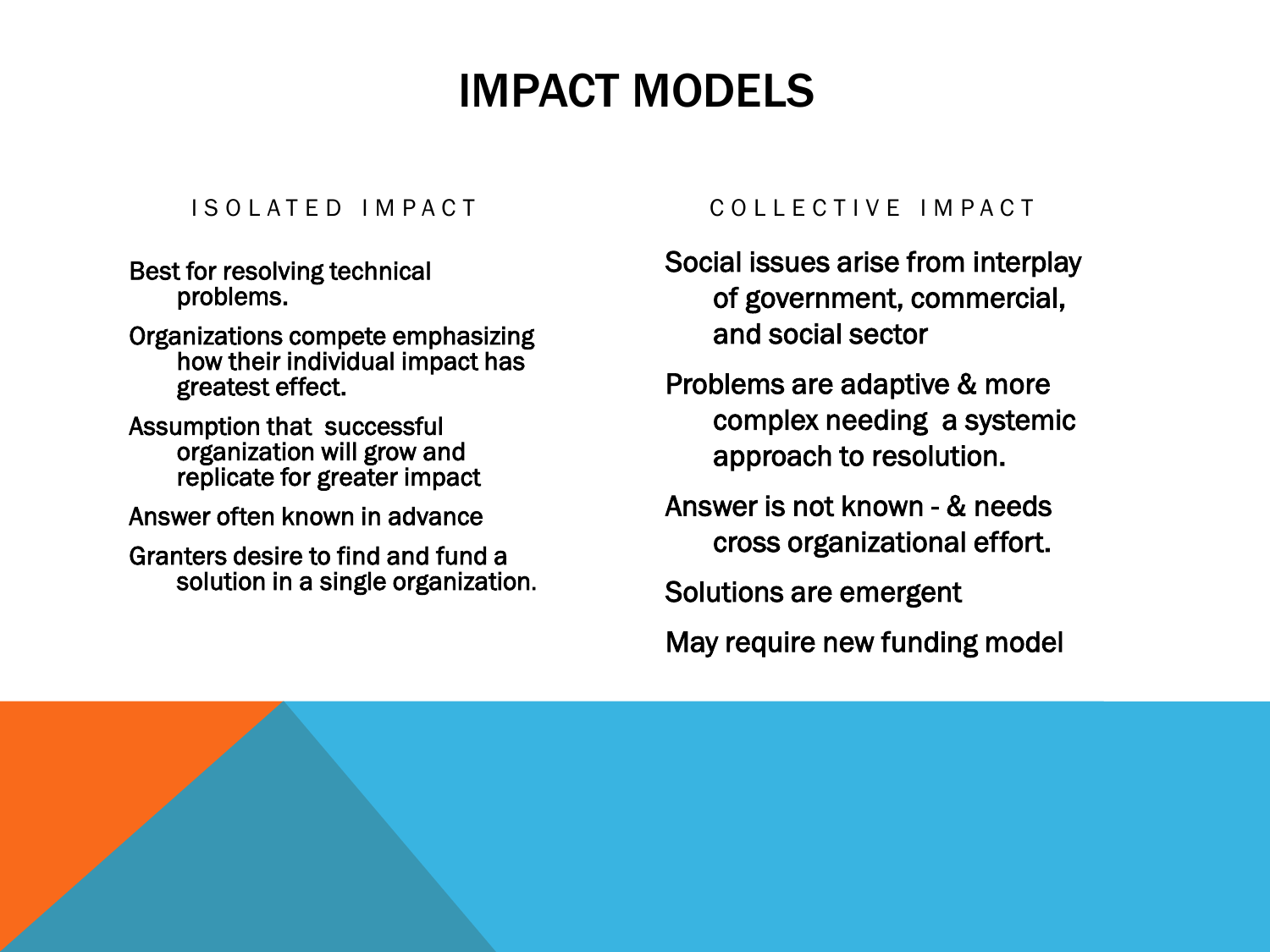# IMPACT MODELS

## ISOLATED IMPACT

- Best for resolving technical problems.
- Organizations compete emphasizing how their individual impact has greatest effect.
- Assumption that successful organization will grow and replicate for greater impact
- Answer often known in advance
- Granters desire to find and fund a solution in a single organization.

## COLLECTIVE IMPACT

- Social issues arise from interplay of government, commercial, and social sector
- Problems are adaptive & more complex needing a systemic approach to resolution.
- Answer is not known - & needs cross organizational effort.
- Solutions are emergent
- May require new funding model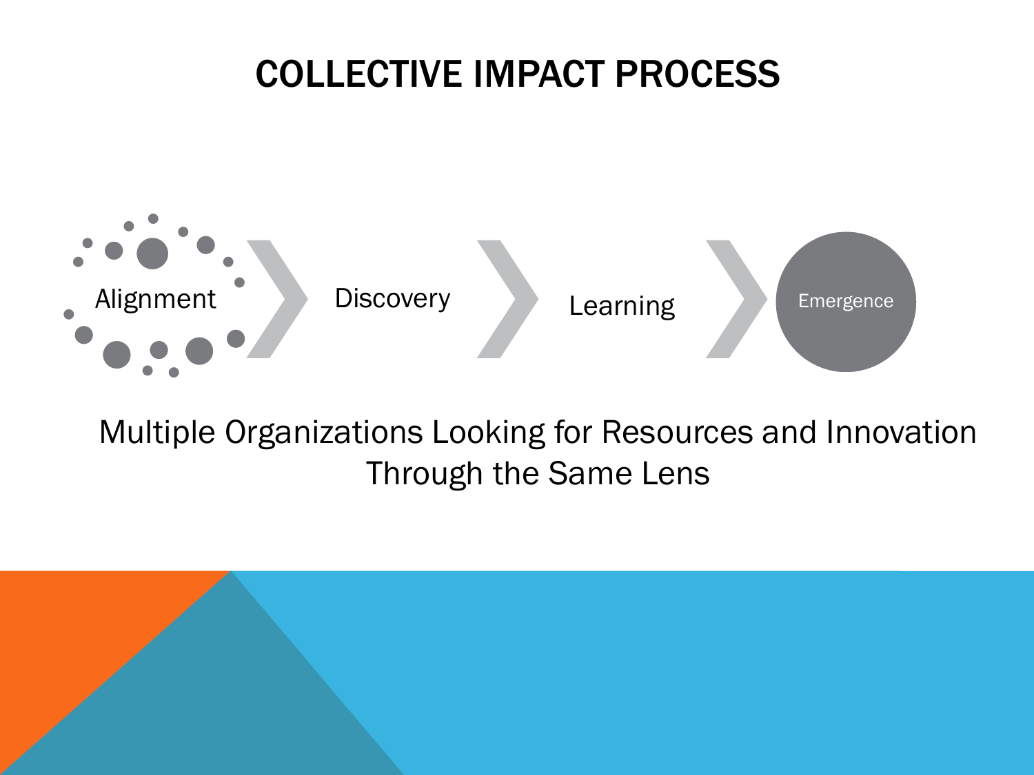# COLLECTIVE IMPACT PROCESS

Alignment → Discovery → Learning → Emergence

Multiple Organizations Looking for Resources and Innovation Through the Same Lens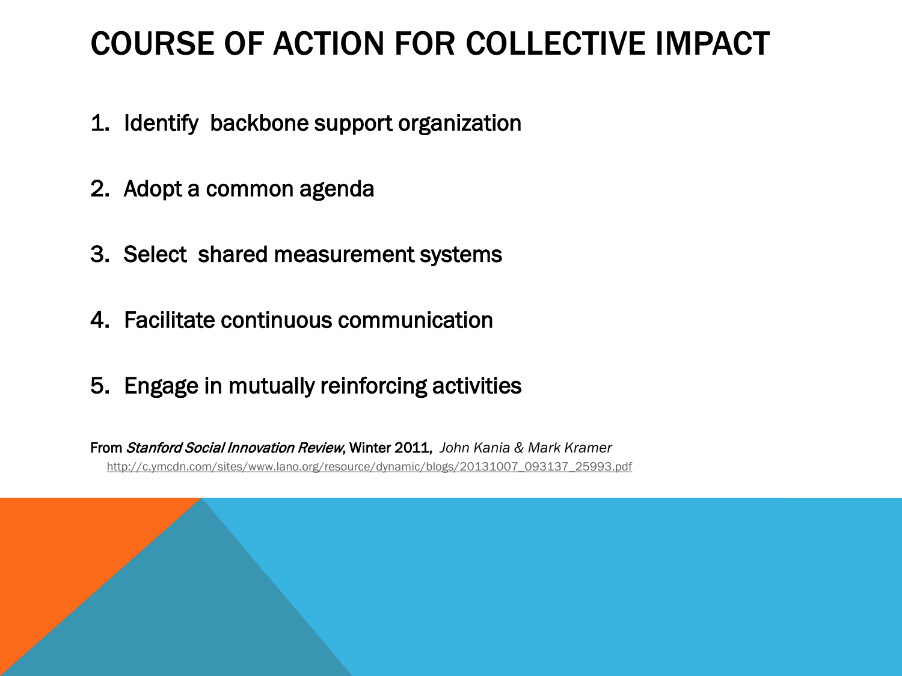# COURSE OF ACTION FOR COLLECTIVE IMPACT

1. Identify  backbone support organization

2. Adopt a common agenda

3. Select  shared measurement systems

4. Facilitate continuous communication

5. Engage in mutually reinforcing activities

From *Stanford Social Innovation Review*, Winter 2011,  *John Kania & Mark Kramer*

http://c.ymcdn.com/sites/www.lano.org/resource/dynamic/blogs/20131007_093137_25993.pdf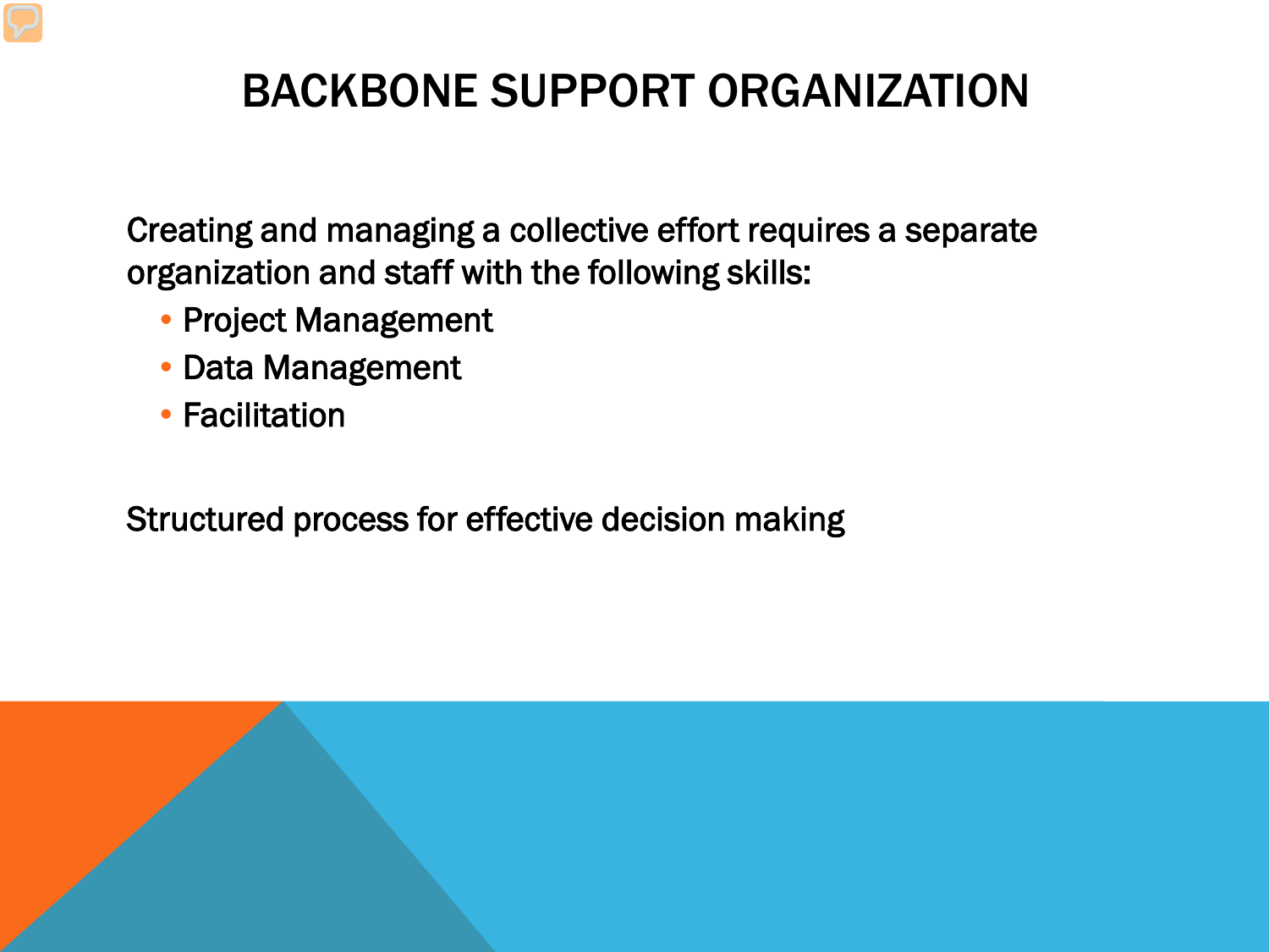# BACKBONE SUPPORT ORGANIZATION

Creating and managing a collective effort requires a separate organization and staff with the following skills:

- Project Management
- Data Management
- Facilitation

Structured process for effective decision making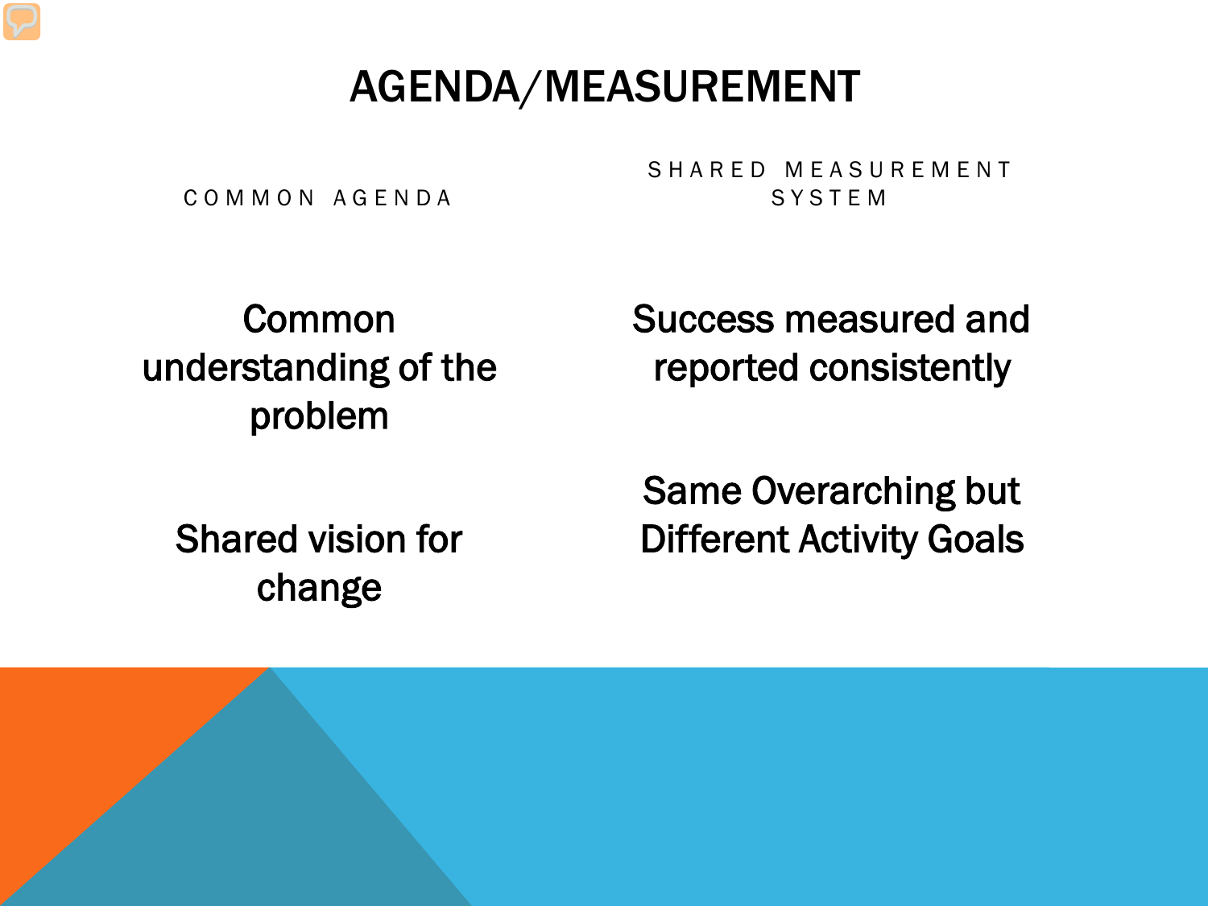# AGENDA/MEASUREMENT

## COMMON AGENDA

Common understanding of the problem

Shared vision for change

## SHARED MEASUREMENT SYSTEM

Success measured and reported consistently

Same Overarching but Different Activity Goals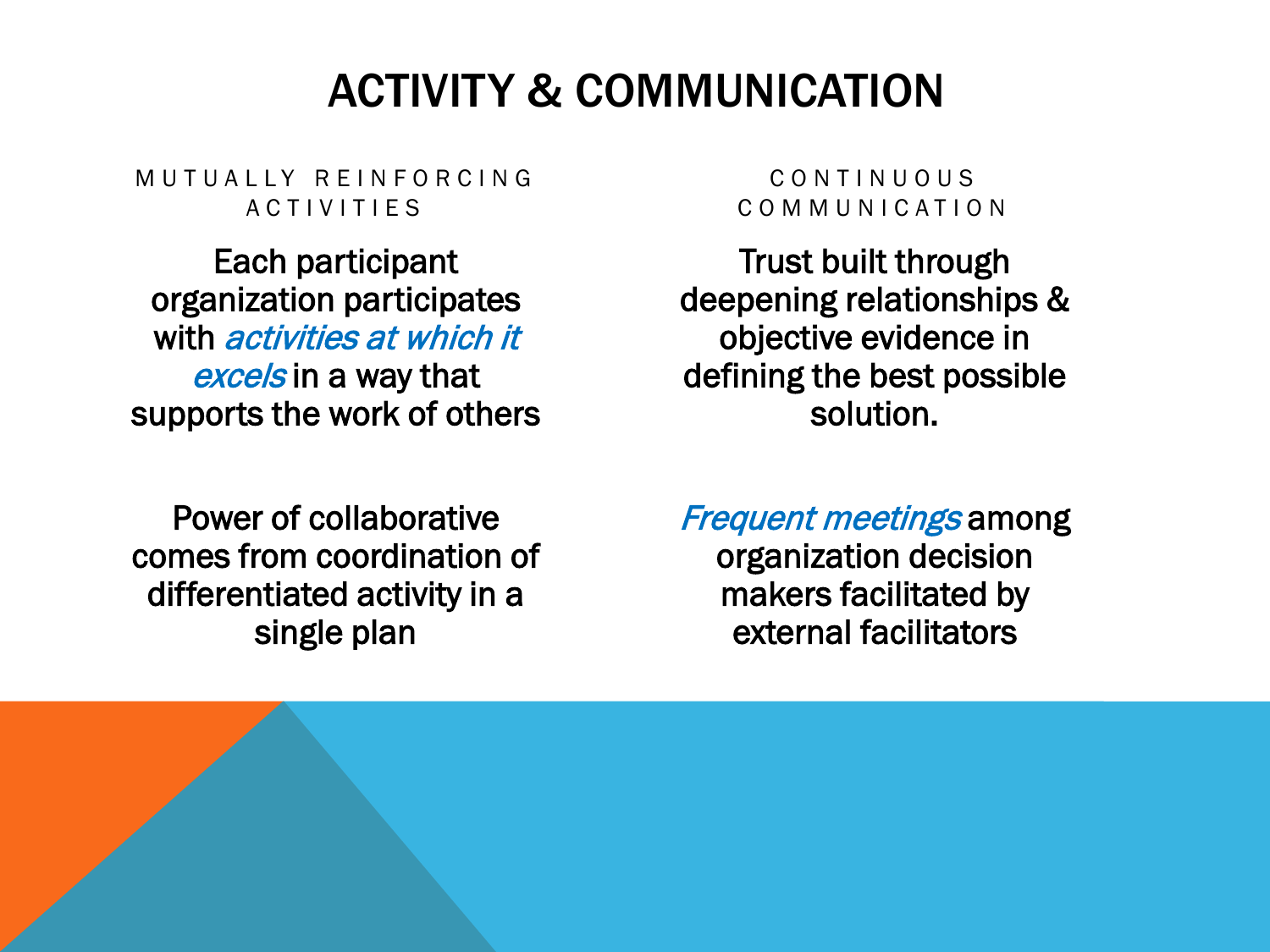# ACTIVITY & COMMUNICATION

## MUTUALLY REINFORCING ACTIVITIES

Each participant organization participates with *activities at which it excels* in a way that supports the work of others

Power of collaborative comes from coordination of differentiated activity in a single plan

## CONTINUOUS COMMUNICATION

Trust built through deepening relationships & objective evidence in defining the best possible solution.

*Frequent meetings* among organization decision makers facilitated by external facilitators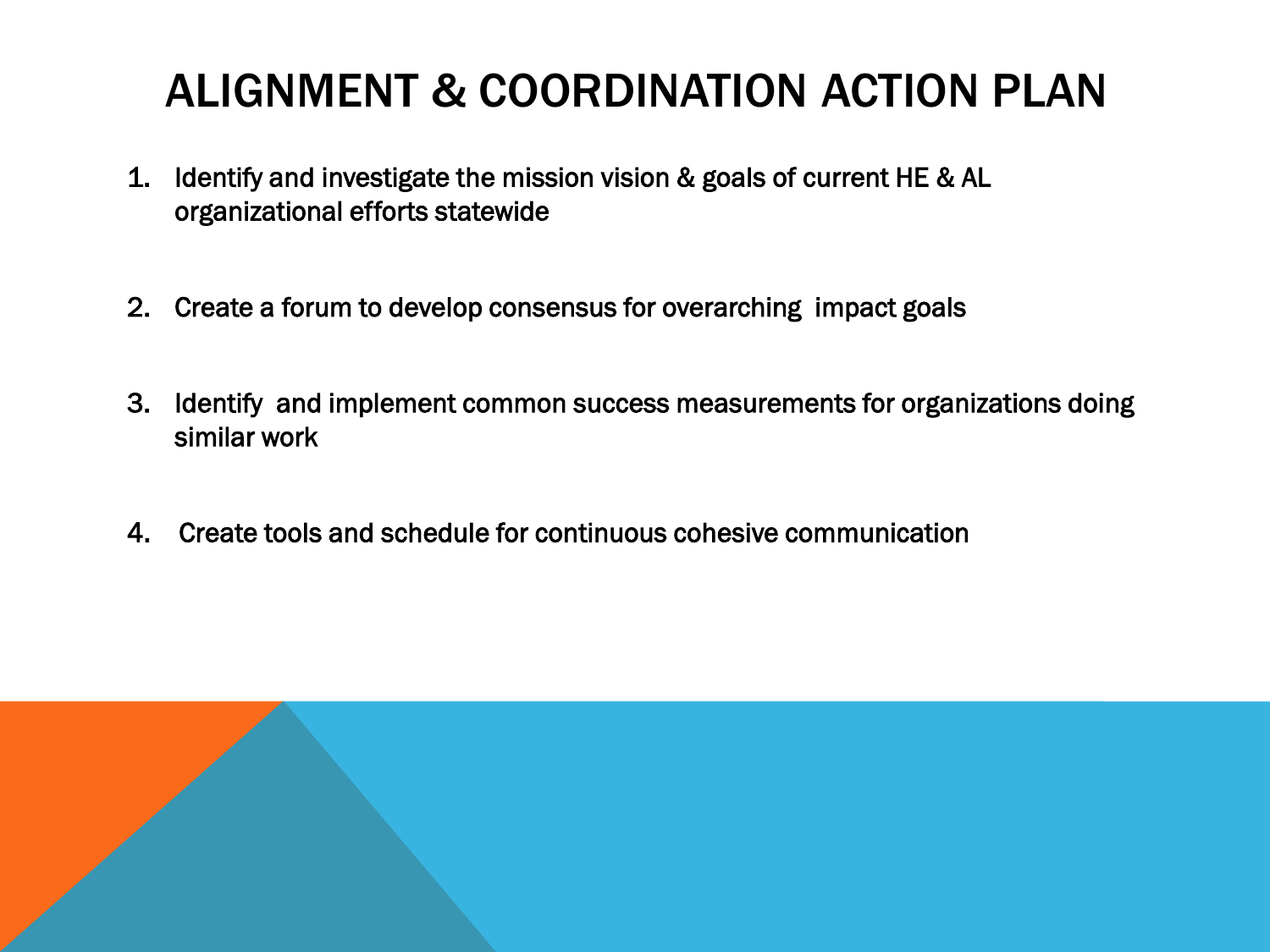# ALIGNMENT & COORDINATION ACTION PLAN

1. Identify and investigate the mission vision & goals of current HE & AL organizational efforts statewide

2. Create a forum to develop consensus for overarching impact goals

3. Identify and implement common success measurements for organizations doing similar work

4. Create tools and schedule for continuous cohesive communication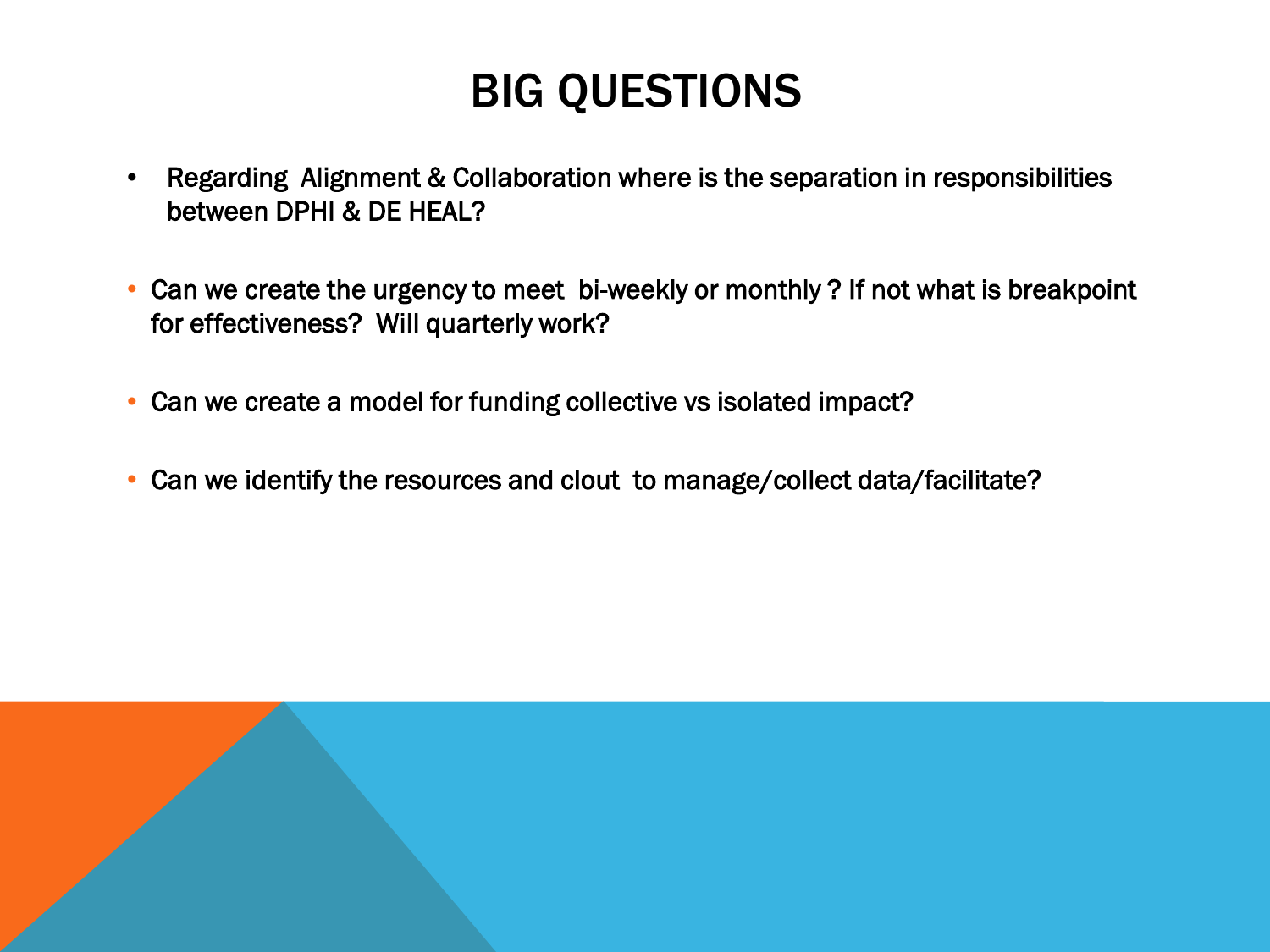# BIG QUESTIONS

- Regarding Alignment & Collaboration where is the separation in responsibilities between DPHI & DE HEAL?
- Can we create the urgency to meet bi-weekly or monthly ? If not what is breakpoint for effectiveness? Will quarterly work?
- Can we create a model for funding collective vs isolated impact?
- Can we identify the resources and clout to manage/collect data/facilitate?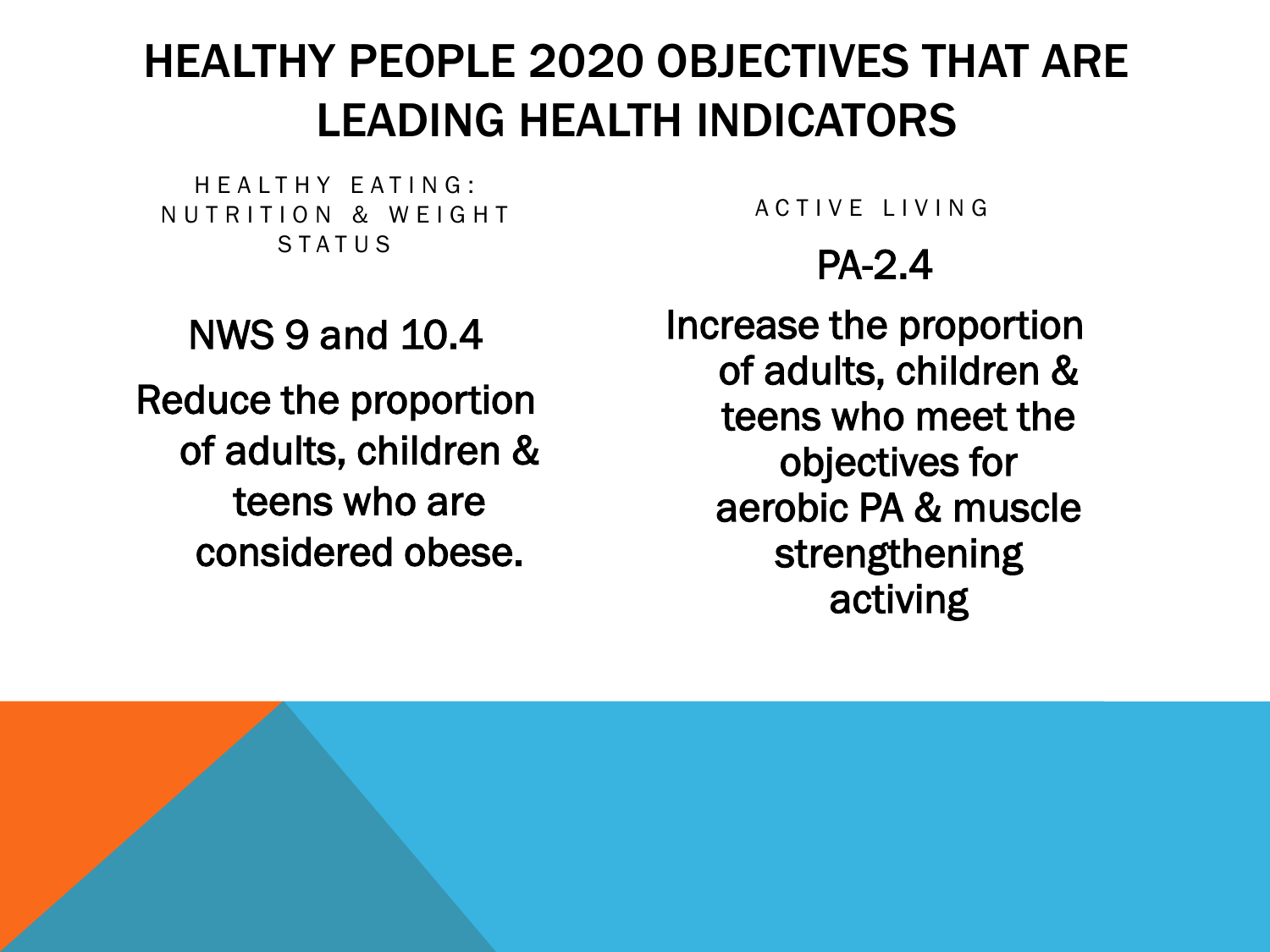# HEALTHY PEOPLE 2020 OBJECTIVES THAT ARE LEADING HEALTH INDICATORS

### HEALTHY EATING: NUTRITION & WEIGHT STATUS

NWS 9 and 10.4

Reduce the proportion of adults, children & teens who are considered obese.

### ACTIVE LIVING

PA-2.4

Increase the proportion of adults, children & teens who meet the objectives for aerobic PA & muscle strengthening activing